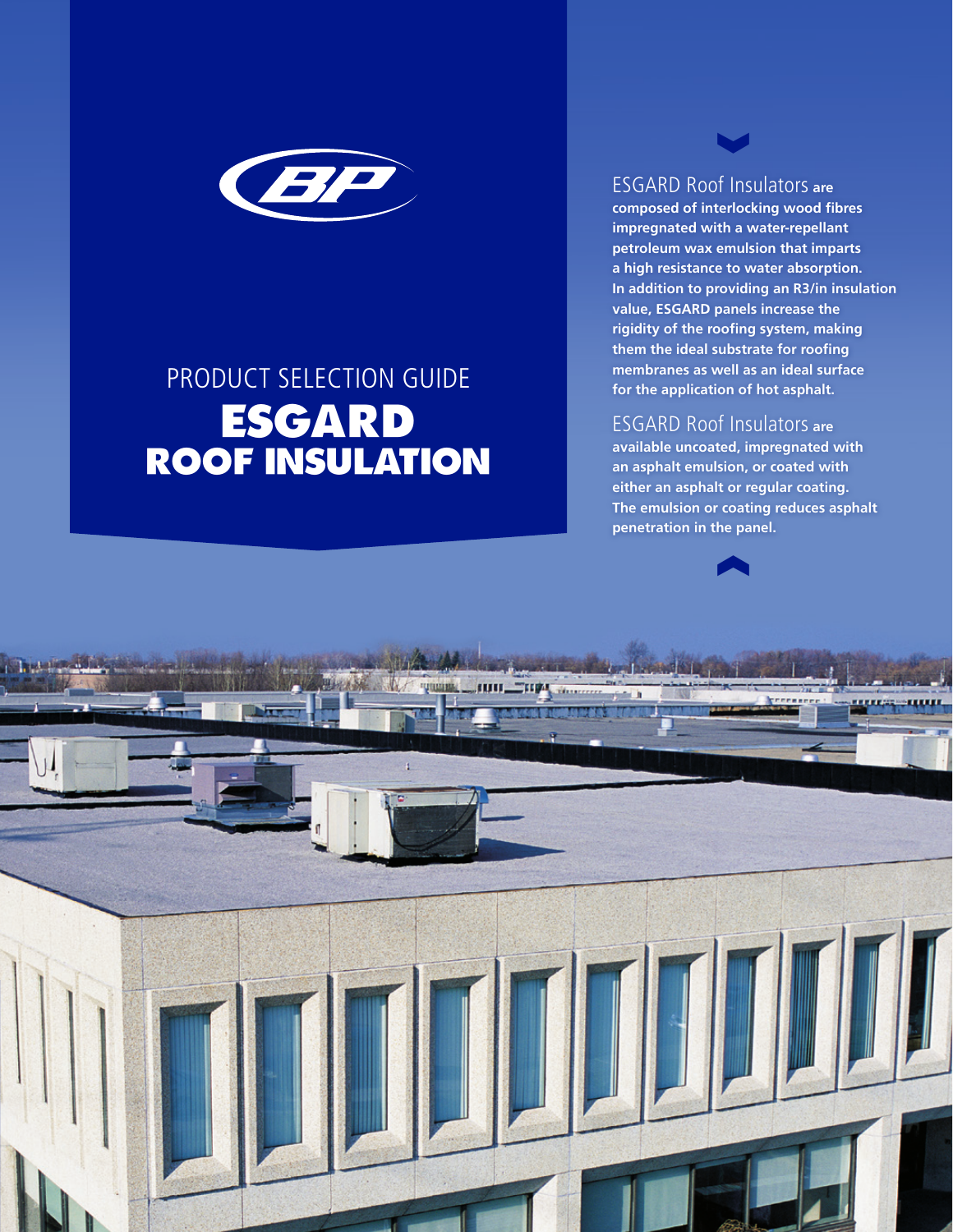# PRODUCT SELECTION GUIDE

# ESGARD ROOF INSULATION

ESGARD Roof Insulators **are composed of interlocking wood fibres impregnated with a water-repellant petroleum wax emulsion that imparts a high resistance to water absorption. In addition to providing an R3/in insulation value, ESGARD panels increase the rigidity of the roofing system, making them the ideal substrate for roofing membranes as well as an ideal surface for the application of hot asphalt.**

ESGARD Roof Insulators **are available uncoated, impregnated with an asphalt emulsion, or coated with either an asphalt or regular coating. The emulsion or coating reduces asphalt penetration in the panel.**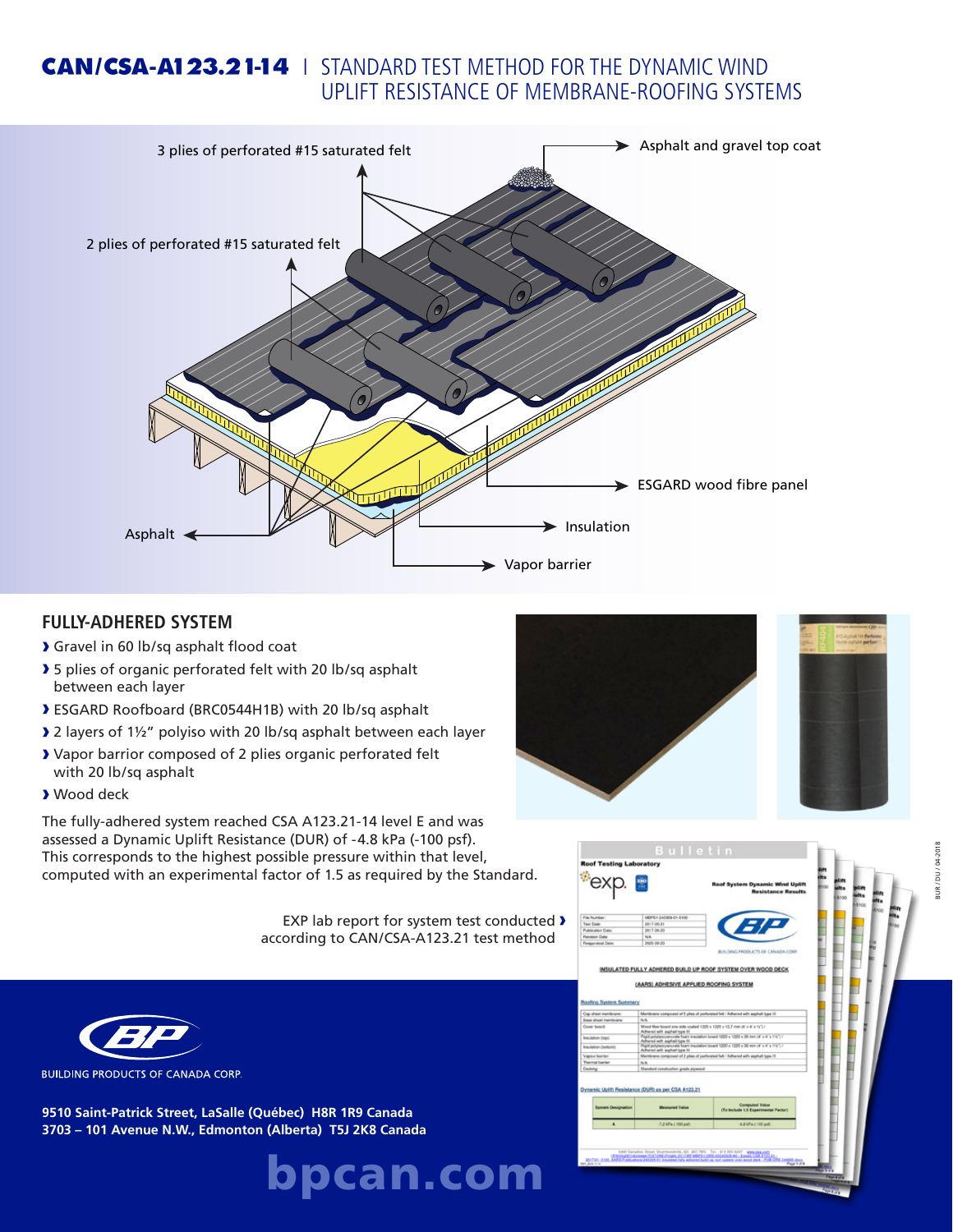# CAN/CSA-A123.21-14 | STANDARD TEST METHOD FOR THE DYNAMIC WIND UPLIFT RESISTANCE OF MEMBRANE-ROOFING SYSTEMS

3 plies of perforated #15 saturated felt

Asphalt and gravel top coat

2 plies of perforated #15 saturated felt

ESGARD wood fibre panel

Insulation

Asphalt

Vapor barrier

## FULLY-ADHERED SYSTEM

- Gravel in 60 lb/sq asphalt flood coat
- 5 plies of organic perforated felt with 20 lb/sq asphalt between each layer
- ESGARD Roofboard (BRC0544H1B) with 20 lb/sq asphalt
- 2 layers of 1½" polyiso with 20 lb/sq asphalt between each layer
- Vapor barrior composed of 2 plies organic perforated felt with 20 lb/sq asphalt
- Wood deck

The fully-adhered system reached CSA A123.21-14 level E and was assessed a Dynamic Uplift Resistance (DUR) of -4.8 kPa (-100 psf). This corresponds to the highest possible pressure within that level, computed with an experimental factor of 1.5 as required by the Standard.

EXP lab report for system test conducted according to CAN/CSA-A123.21 test method

BUILDING PRODUCTS OF CANADA CORP.

**9510 Saint-Patrick Street, LaSalle (Québec) H8R 1R9 Canada**
**3703 – 101 Avenue N.W., Edmonton (Alberta) T5J 2K8 Canada**

**bpcan.com**

BUR / DU / 04-2018